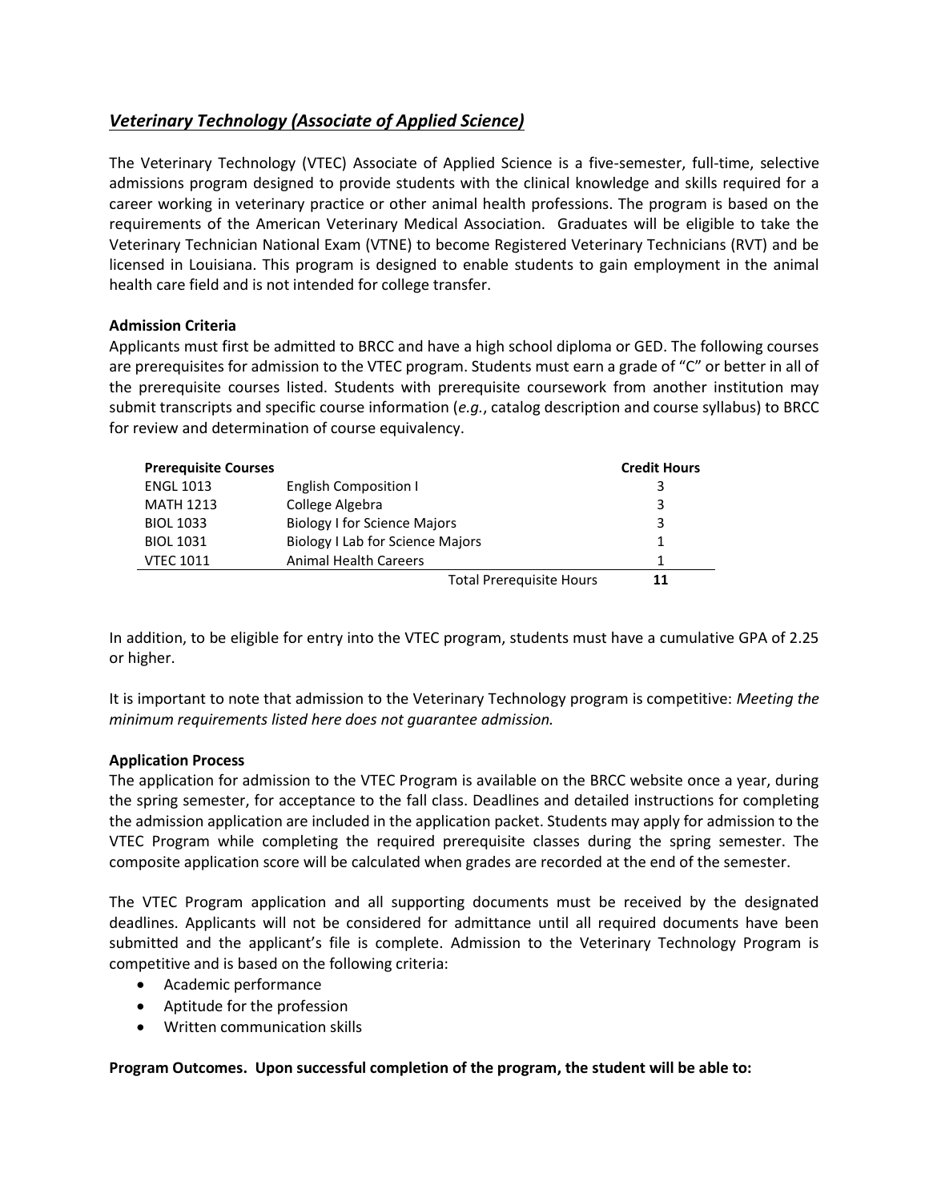## ***Veterinary Technology (Associate of Applied Science)***

The Veterinary Technology (VTEC) Associate of Applied Science is a five-semester, full-time, selective admissions program designed to provide students with the clinical knowledge and skills required for a career working in veterinary practice or other animal health professions. The program is based on the requirements of the American Veterinary Medical Association. Graduates will be eligible to take the Veterinary Technician National Exam (VTNE) to become Registered Veterinary Technicians (RVT) and be licensed in Louisiana. This program is designed to enable students to gain employment in the animal health care field and is not intended for college transfer.

**Admission Criteria**

Applicants must first be admitted to BRCC and have a high school diploma or GED. The following courses are prerequisites for admission to the VTEC program. Students must earn a grade of "C" or better in all of the prerequisite courses listed. Students with prerequisite coursework from another institution may submit transcripts and specific course information (*e.g.*, catalog description and course syllabus) to BRCC for review and determination of course equivalency.

| **Prerequisite Courses** | | **Credit Hours** |
|---|---|---|
| ENGL 1013 | English Composition I | 3 |
| MATH 1213 | College Algebra | 3 |
| BIOL 1033 | Biology I for Science Majors | 3 |
| BIOL 1031 | Biology I Lab for Science Majors | 1 |
| VTEC 1011 | Animal Health Careers | 1 |
| | Total Prerequisite Hours | **11** |

In addition, to be eligible for entry into the VTEC program, students must have a cumulative GPA of 2.25 or higher.

It is important to note that admission to the Veterinary Technology program is competitive: *Meeting the minimum requirements listed here does not guarantee admission.*

**Application Process**

The application for admission to the VTEC Program is available on the BRCC website once a year, during the spring semester, for acceptance to the fall class. Deadlines and detailed instructions for completing the admission application are included in the application packet. Students may apply for admission to the VTEC Program while completing the required prerequisite classes during the spring semester. The composite application score will be calculated when grades are recorded at the end of the semester.

The VTEC Program application and all supporting documents must be received by the designated deadlines. Applicants will not be considered for admittance until all required documents have been submitted and the applicant's file is complete. Admission to the Veterinary Technology Program is competitive and is based on the following criteria:

- Academic performance
- Aptitude for the profession
- Written communication skills

**Program Outcomes. Upon successful completion of the program, the student will be able to:**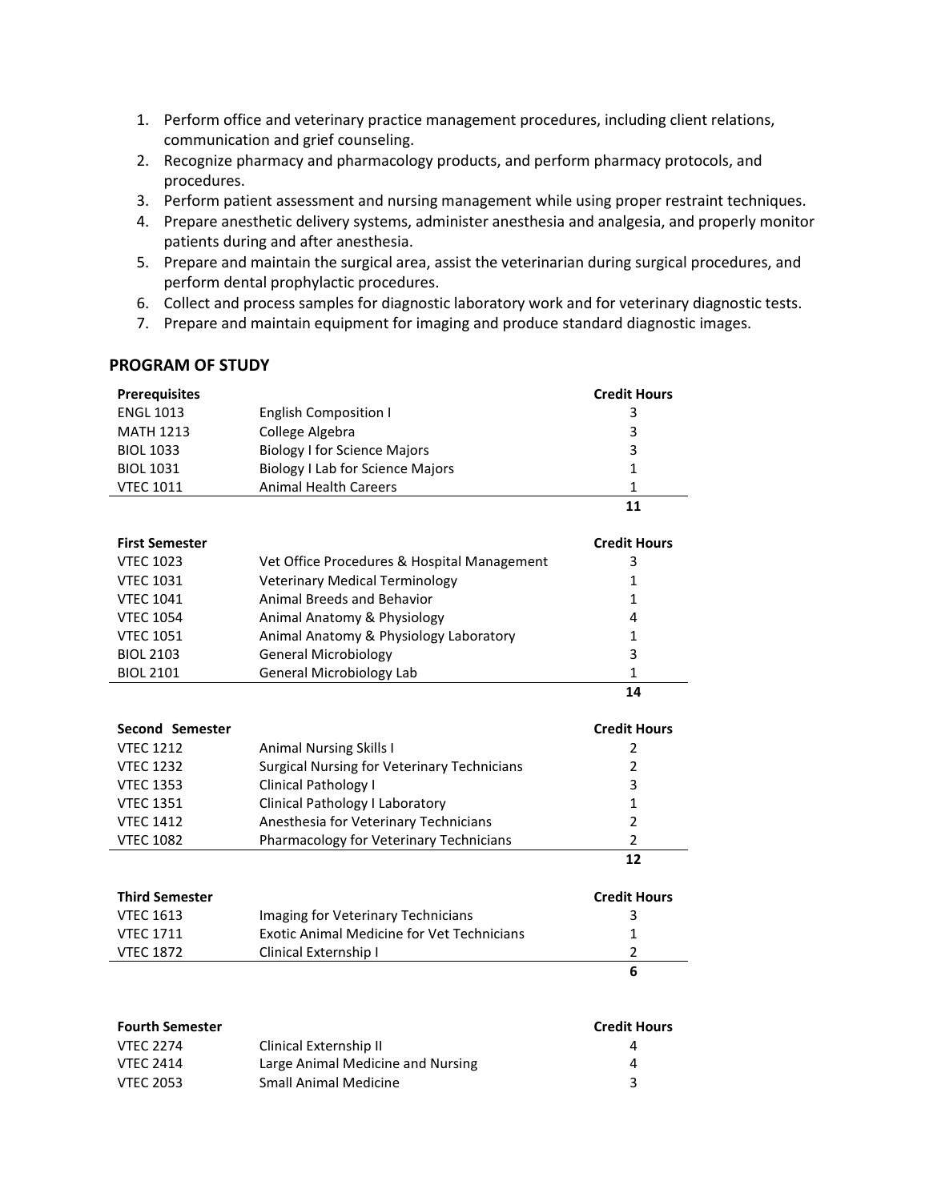1. Perform office and veterinary practice management procedures, including client relations, communication and grief counseling.
2. Recognize pharmacy and pharmacology products, and perform pharmacy protocols, and procedures.
3. Perform patient assessment and nursing management while using proper restraint techniques.
4. Prepare anesthetic delivery systems, administer anesthesia and analgesia, and properly monitor patients during and after anesthesia.
5. Prepare and maintain the surgical area, assist the veterinarian during surgical procedures, and perform dental prophylactic procedures.
6. Collect and process samples for diagnostic laboratory work and for veterinary diagnostic tests.
7. Prepare and maintain equipment for imaging and produce standard diagnostic images.

## PROGRAM OF STUDY

| **Prerequisites** | | **Credit Hours** |
|---|---|---|
| ENGL 1013 | English Composition I | 3 |
| MATH 1213 | College Algebra | 3 |
| BIOL 1033 | Biology I for Science Majors | 3 |
| BIOL 1031 | Biology I Lab for Science Majors | 1 |
| VTEC 1011 | Animal Health Careers | 1 |
| | | **11** |

| **First Semester** | | **Credit Hours** |
|---|---|---|
| VTEC 1023 | Vet Office Procedures & Hospital Management | 3 |
| VTEC 1031 | Veterinary Medical Terminology | 1 |
| VTEC 1041 | Animal Breeds and Behavior | 1 |
| VTEC 1054 | Animal Anatomy & Physiology | 4 |
| VTEC 1051 | Animal Anatomy & Physiology Laboratory | 1 |
| BIOL 2103 | General Microbiology | 3 |
| BIOL 2101 | General Microbiology Lab | 1 |
| | | **14** |

| **Second Semester** | | **Credit Hours** |
|---|---|---|
| VTEC 1212 | Animal Nursing Skills I | 2 |
| VTEC 1232 | Surgical Nursing for Veterinary Technicians | 2 |
| VTEC 1353 | Clinical Pathology I | 3 |
| VTEC 1351 | Clinical Pathology I Laboratory | 1 |
| VTEC 1412 | Anesthesia for Veterinary Technicians | 2 |
| VTEC 1082 | Pharmacology for Veterinary Technicians | 2 |
| | | **12** |

| **Third Semester** | | **Credit Hours** |
|---|---|---|
| VTEC 1613 | Imaging for Veterinary Technicians | 3 |
| VTEC 1711 | Exotic Animal Medicine for Vet Technicians | 1 |
| VTEC 1872 | Clinical Externship I | 2 |
| | | **6** |

| **Fourth Semester** | | **Credit Hours** |
|---|---|---|
| VTEC 2274 | Clinical Externship II | 4 |
| VTEC 2414 | Large Animal Medicine and Nursing | 4 |
| VTEC 2053 | Small Animal Medicine | 3 |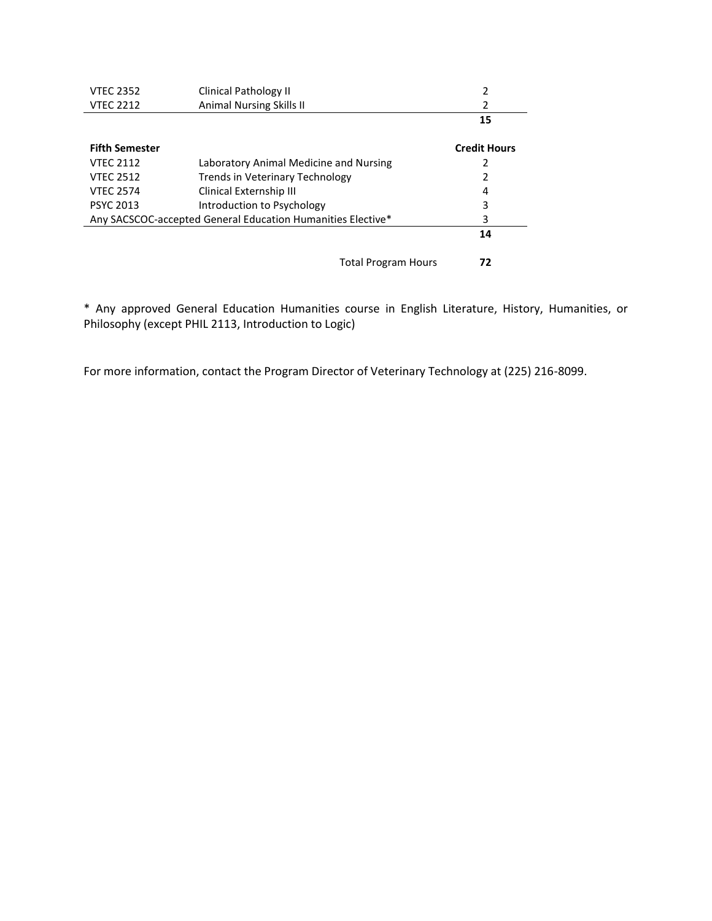| | | |
|---|---|---|
| VTEC 2352 | Clinical Pathology II | 2 |
| VTEC 2212 | Animal Nursing Skills II | 2 |
| | | **15** |
| **Fifth Semester** | | **Credit Hours** |
| VTEC 2112 | Laboratory Animal Medicine and Nursing | 2 |
| VTEC 2512 | Trends in Veterinary Technology | 2 |
| VTEC 2574 | Clinical Externship III | 4 |
| PSYC 2013 | Introduction to Psychology | 3 |
| Any SACSCOC-accepted General Education Humanities Elective* | | 3 |
| | | **14** |
| | Total Program Hours | **72** |

* Any approved General Education Humanities course in English Literature, History, Humanities, or Philosophy (except PHIL 2113, Introduction to Logic)

For more information, contact the Program Director of Veterinary Technology at (225) 216-8099.